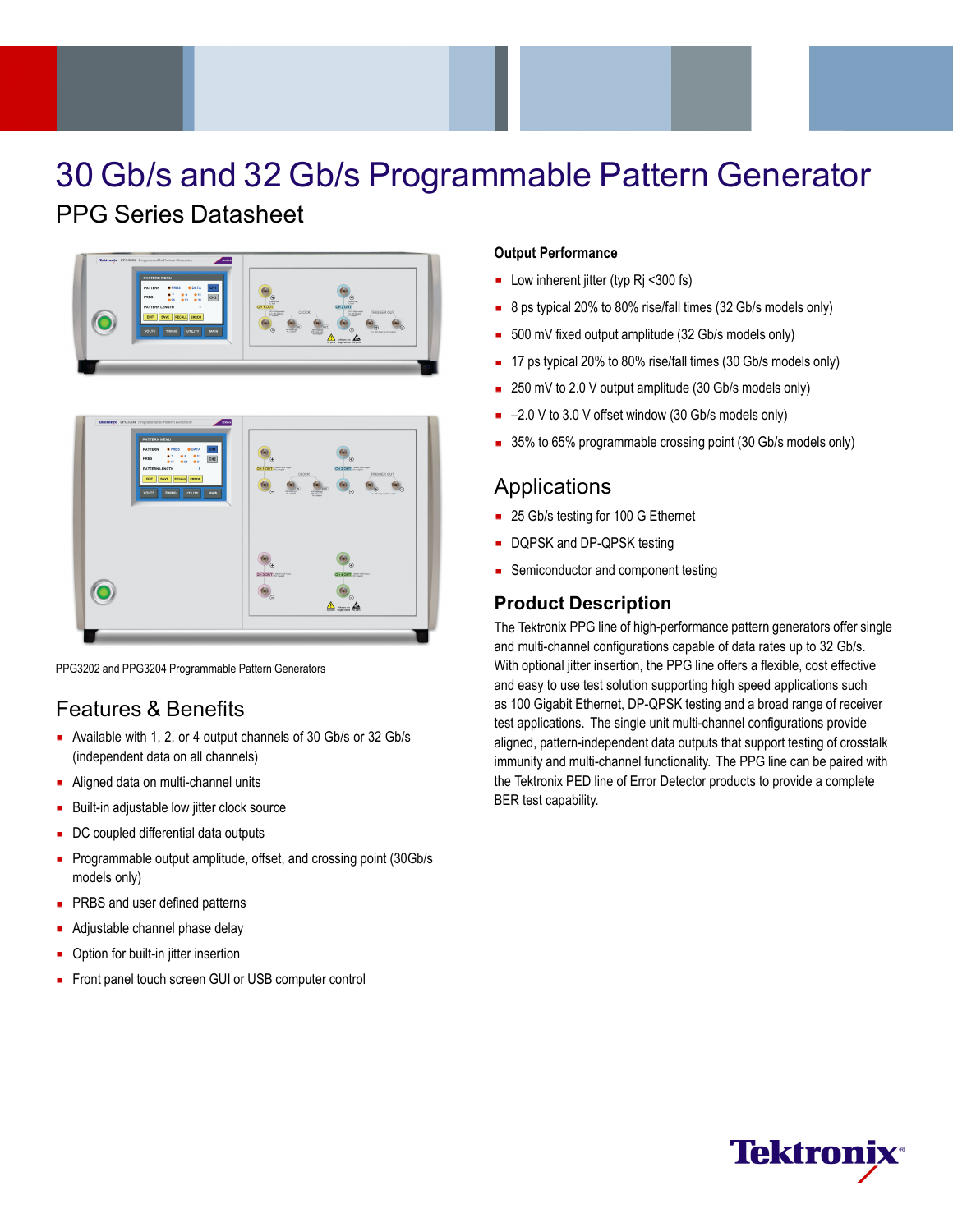# 30 Gb/s and 32 Gb/s Programmable Pattern Generator

## PPG Series Datasheet

PPG3202 and PPG3204 Programmable Pattern Generators

## Features & Benefits

- Available with 1, 2, or 4 output channels of 30 Gb/s or 32 Gb/s (independent data on all channels)
- Aligned data on multi-channel units
- Built-in adjustable low jitter clock source
- DC coupled differential data outputs
- Programmable output amplitude, offset, and crossing point (30Gb/s models only)
- PRBS and user defined patterns
- Adjustable channel phase delay
- Option for built-in jitter insertion
- Front panel touch screen GUI or USB computer control

### Output Performance

- Low inherent jitter (typ Rj <300 fs)
- 8 ps typical 20% to 80% rise/fall times (32 Gb/s models only)
- 500 mV fixed output amplitude (32 Gb/s models only)
- 17 ps typical 20% to 80% rise/fall times (30 Gb/s models only)
- 250 mV to 2.0 V output amplitude (30 Gb/s models only)
- –2.0 V to 3.0 V offset window (30 Gb/s models only)
- 35% to 65% programmable crossing point (30 Gb/s models only)

## Applications

- 25 Gb/s testing for 100 G Ethernet
- DQPSK and DP-QPSK testing
- Semiconductor and component testing

## Product Description

The Tektronix PPG line of high-performance pattern generators offer single and multi-channel configurations capable of data rates up to 32 Gb/s. With optional jitter insertion, the PPG line offers a flexible, cost effective and easy to use test solution supporting high speed applications such as 100 Gigabit Ethernet, DP-QPSK testing and a broad range of receiver test applications. The single unit multi-channel configurations provide aligned, pattern-independent data outputs that support testing of crosstalk immunity and multi-channel functionality. The PPG line can be paired with the Tektronix PED line of Error Detector products to provide a complete BER test capability.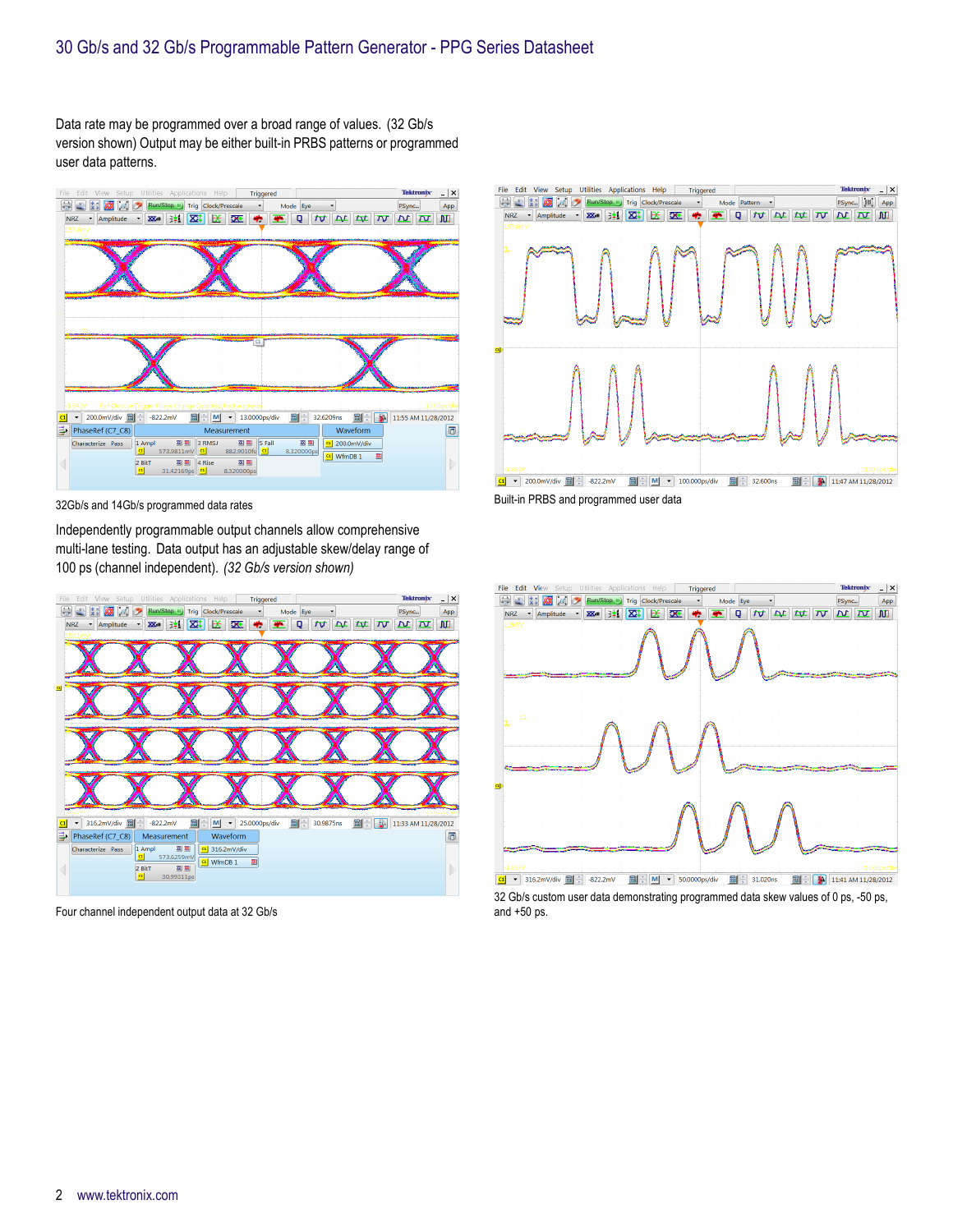Data rate may be programmed over a broad range of values. (32 Gb/s version shown) Output may be either built-in PRBS patterns or programmed user data patterns.

32Gb/s and 14Gb/s programmed data rates

Built-in PRBS and programmed user data

Independently programmable output channels allow comprehensive multi-lane testing. Data output has an adjustable skew/delay range of 100 ps (channel independent). *(32 Gb/s version shown)*

Four channel independent output data at 32 Gb/s

32 Gb/s custom user data demonstrating programmed data skew values of 0 ps, -50 ps, and +50 ps.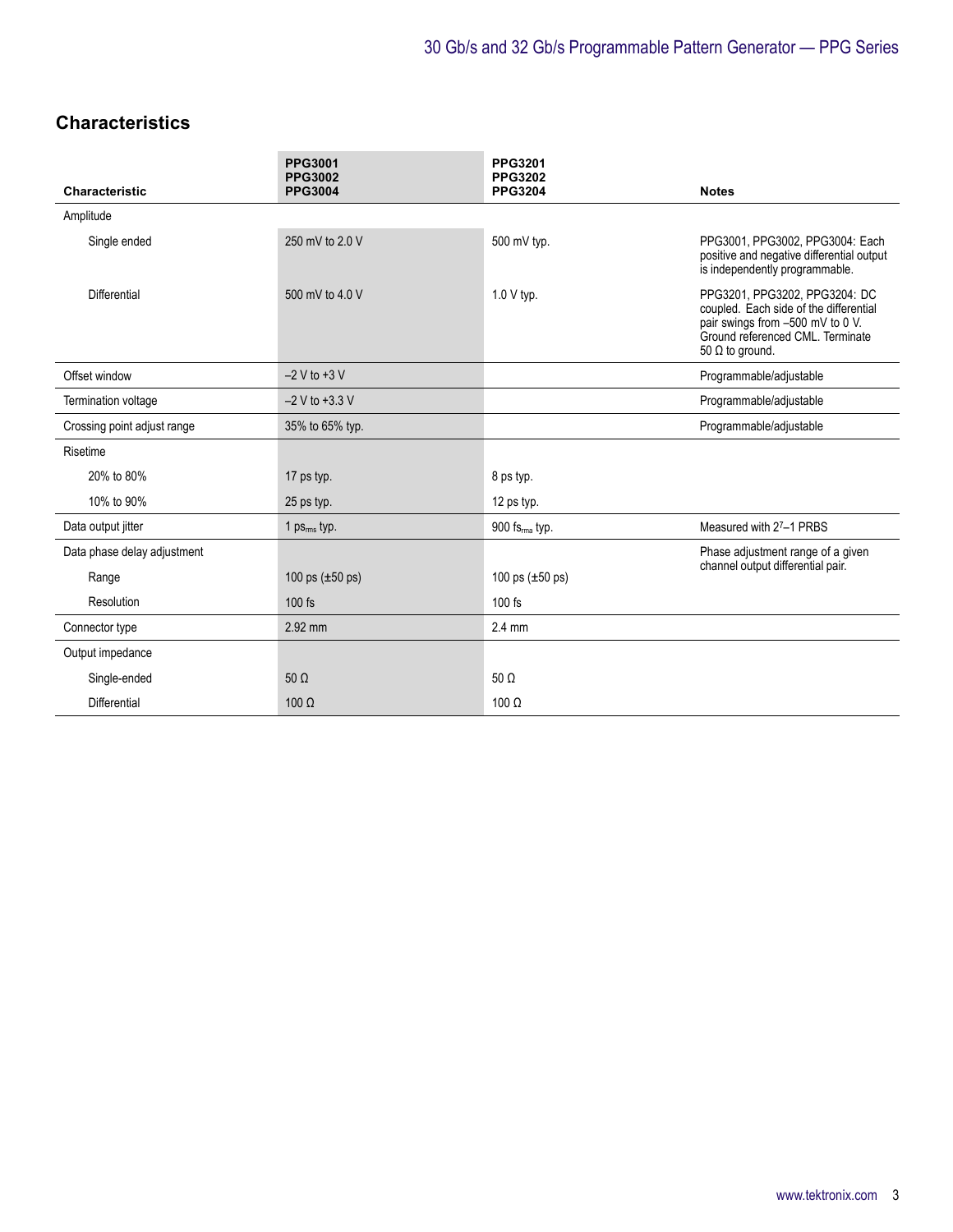## Characteristics

| Characteristic | PPG3001<br>PPG3002<br>PPG3004 | PPG3201<br>PPG3202<br>PPG3204 | Notes |
|---|---|---|---|
| Amplitude | | | |
| Single ended | 250 mV to 2.0 V | 500 mV typ. | PPG3001, PPG3002, PPG3004: Each positive and negative differential output is independently programmable. |
| Differential | 500 mV to 4.0 V | 1.0 V typ. | PPG3201, PPG3202, PPG3204: DC coupled. Each side of the differential pair swings from –500 mV to 0 V. Ground referenced CML. Terminate 50 Ω to ground. |
| Offset window | –2 V to +3 V | | Programmable/adjustable |
| Termination voltage | –2 V to +3.3 V | | Programmable/adjustable |
| Crossing point adjust range | 35% to 65% typ. | | Programmable/adjustable |
| Risetime | | | |
| 20% to 80% | 17 ps typ. | 8 ps typ. | |
| 10% to 90% | 25 ps typ. | 12 ps typ. | |
| Data output jitter | 1 $ps_{rms}$ typ. | 900 $fs_{rms}$ typ. | Measured with $2^7$–1 PRBS |
| Data phase delay adjustment | | | Phase adjustment range of a given channel output differential pair. |
| Range | 100 ps (±50 ps) | 100 ps (±50 ps) | |
| Resolution | 100 fs | 100 fs | |
| Connector type | 2.92 mm | 2.4 mm | |
| Output impedance | | | |
| Single-ended | 50 Ω | 50 Ω | |
| Differential | 100 Ω | 100 Ω | |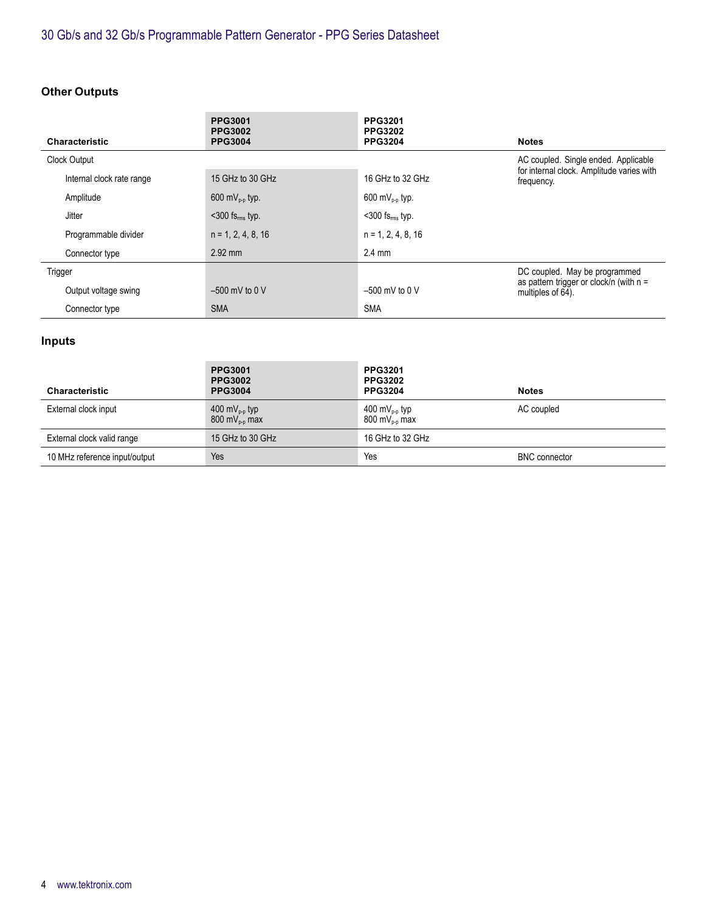### Other Outputs

| Characteristic | PPG3001<br>PPG3002<br>PPG3004 | PPG3201<br>PPG3202<br>PPG3204 | Notes |
|---|---|---|---|
| Clock Output | | | AC coupled. Single ended. Applicable for internal clock. Amplitude varies with frequency. |
| Internal clock rate range | 15 GHz to 30 GHz | 16 GHz to 32 GHz | |
| Amplitude | 600 $mV_{p-p}$ typ. | 600 $mV_{p-p}$ typ. | |
| Jitter | <300 $fs_{rms}$ typ. | <300 $fs_{rms}$ typ. | |
| Programmable divider | n = 1, 2, 4, 8, 16 | n = 1, 2, 4, 8, 16 | |
| Connector type | 2.92 mm | 2.4 mm | |
| Trigger | | | DC coupled. May be programmed as pattern trigger or clock/n (with n = multiples of 64). |
| Output voltage swing | –500 mV to 0 V | –500 mV to 0 V | |
| Connector type | SMA | SMA | |

### Inputs

| Characteristic | PPG3001<br>PPG3002<br>PPG3004 | PPG3201<br>PPG3202<br>PPG3204 | Notes |
|---|---|---|---|
| External clock input | 400 $mV_{p-p}$ typ<br>800 $mV_{p-p}$ max | 400 $mV_{p-p}$ typ<br>800 $mV_{p-p}$ max | AC coupled |
| External clock valid range | 15 GHz to 30 GHz | 16 GHz to 32 GHz | |
| 10 MHz reference input/output | Yes | Yes | BNC connector |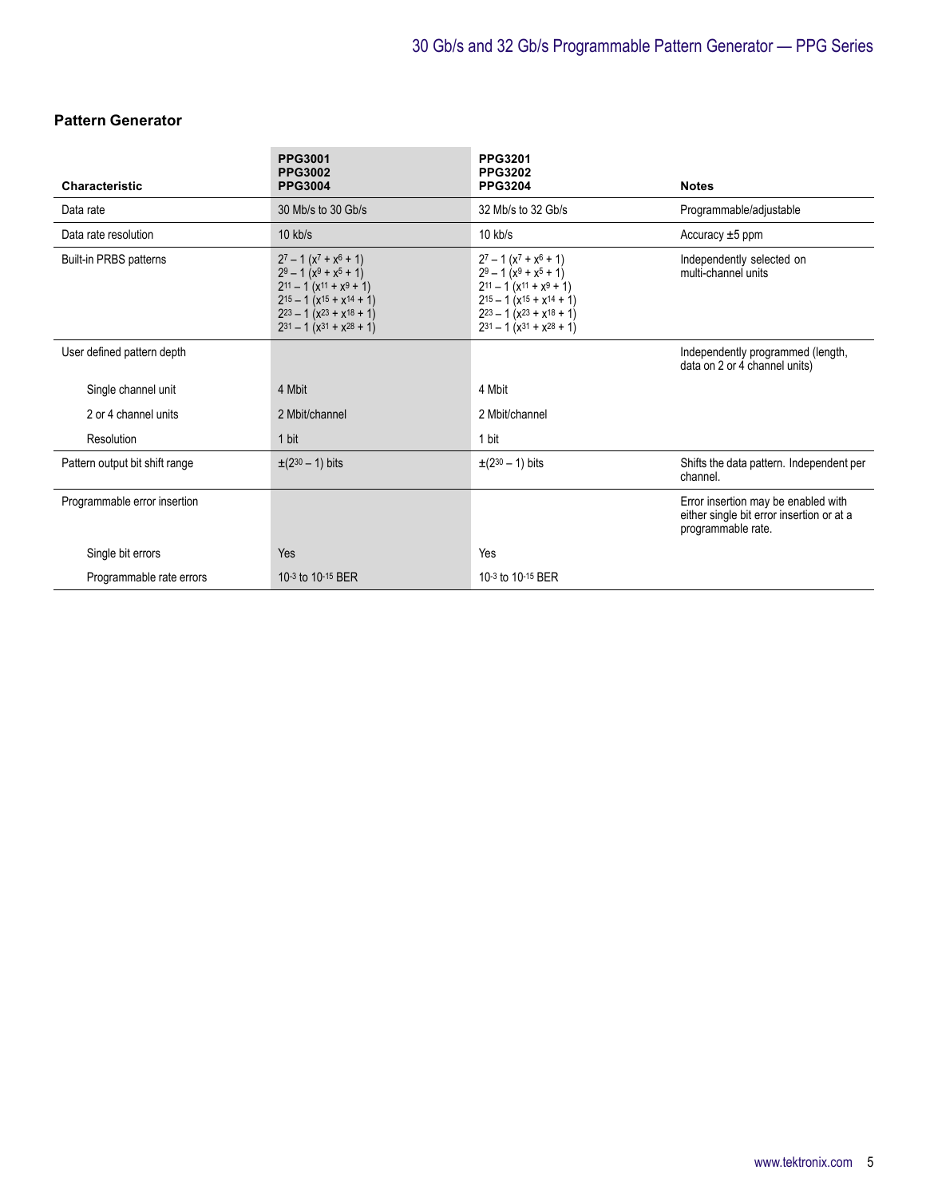### Pattern Generator

| Characteristic | PPG3001<br>PPG3002<br>PPG3004 | PPG3201<br>PPG3202<br>PPG3204 | Notes |
|---|---|---|---|
| Data rate | 30 Mb/s to 30 Gb/s | 32 Mb/s to 32 Gb/s | Programmable/adjustable |
| Data rate resolution | 10 kb/s | 10 kb/s | Accuracy ±5 ppm |
| Built-in PRBS patterns | $2^7 – 1$ ($x^7 + x^6 + 1$)<br>$2^9 – 1$ ($x^9 + x^5 + 1$)<br>$2^{11} – 1$ ($x^{11} + x^9 + 1$)<br>$2^{15} – 1$ ($x^{15} + x^{14} + 1$)<br>$2^{23} – 1$ ($x^{23} + x^{18} + 1$)<br>$2^{31} – 1$ ($x^{31} + x^{28} + 1$) | $2^7 – 1$ ($x^7 + x^6 + 1$)<br>$2^9 – 1$ ($x^9 + x^5 + 1$)<br>$2^{11} – 1$ ($x^{11} + x^9 + 1$)<br>$2^{15} – 1$ ($x^{15} + x^{14} + 1$)<br>$2^{23} – 1$ ($x^{23} + x^{18} + 1$)<br>$2^{31} – 1$ ($x^{31} + x^{28} + 1$) | Independently selected on multi-channel units |
| User defined pattern depth | | | Independently programmed (length, data on 2 or 4 channel units) |
| Single channel unit | 4 Mbit | 4 Mbit | |
| 2 or 4 channel units | 2 Mbit/channel | 2 Mbit/channel | |
| Resolution | 1 bit | 1 bit | |
| Pattern output bit shift range | ±($2^{30}$ – 1) bits | ±($2^{30}$ – 1) bits | Shifts the data pattern. Independent per channel. |
| Programmable error insertion | | | Error insertion may be enabled with either single bit error insertion or at a programmable rate. |
| Single bit errors | Yes | Yes | |
| Programmable rate errors | $10^{-3}$ to $10^{-15}$ BER | $10^{-3}$ to $10^{-15}$ BER | |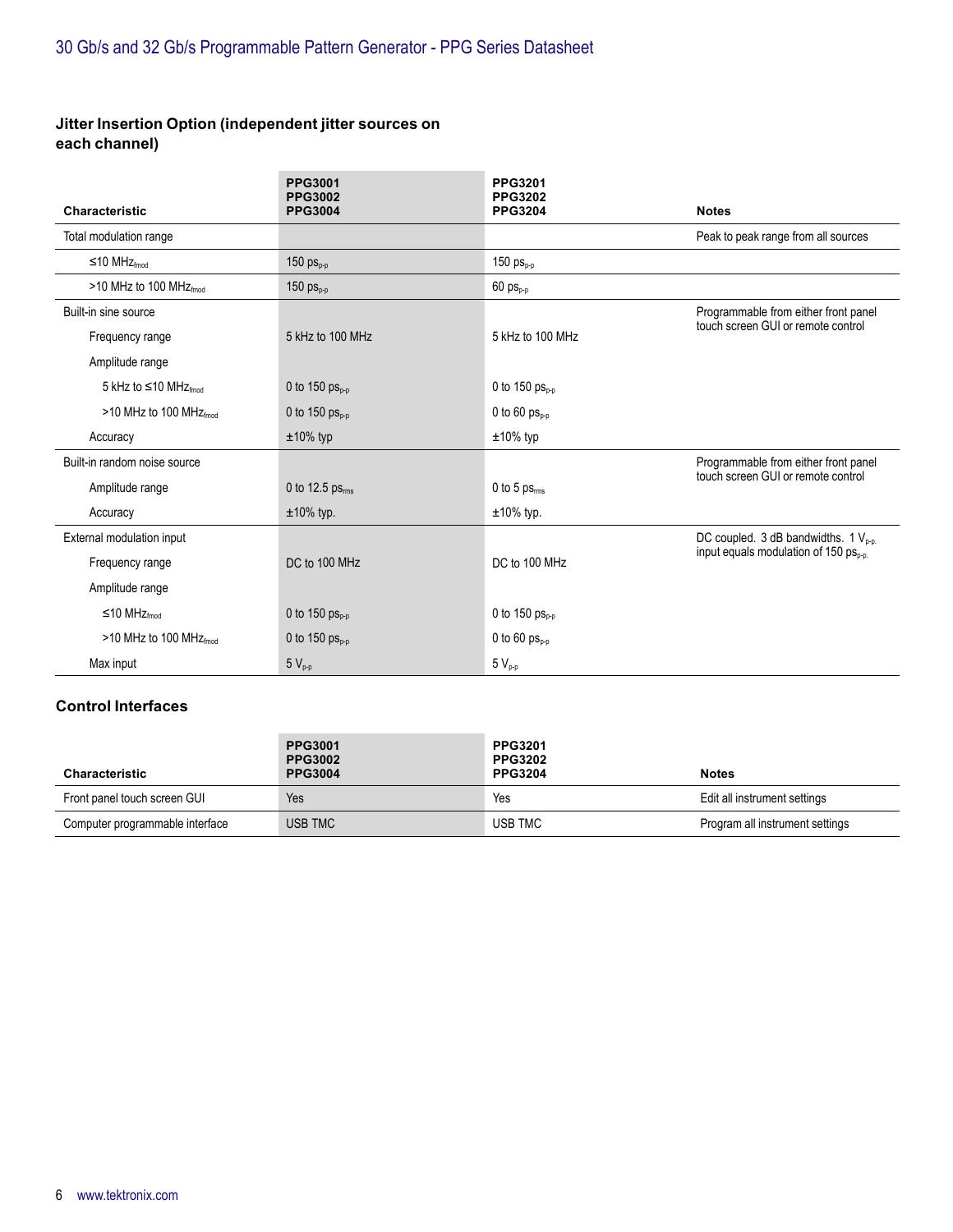## Jitter Insertion Option (independent jitter sources on each channel)

| Characteristic | PPG3001 PPG3002 PPG3004 | PPG3201 PPG3202 PPG3204 | Notes |
|---|---|---|---|
| Total modulation range | | | Peak to peak range from all sources |
| ≤10 $MHz_{fmod}$ | 150 $ps_{p-p}$ | 150 $ps_{p-p}$ | |
| >10 MHz to 100 $MHz_{fmod}$ | 150 $ps_{p-p}$ | 60 $ps_{p-p}$ | |
| Built-in sine source | | | Programmable from either front panel touch screen GUI or remote control |
| Frequency range | 5 kHz to 100 MHz | 5 kHz to 100 MHz | |
| Amplitude range | | | |
| 5 kHz to ≤10 $MHz_{fmod}$ | 0 to 150 $ps_{p-p}$ | 0 to 150 $ps_{p-p}$ | |
| >10 MHz to 100 $MHz_{fmod}$ | 0 to 150 $ps_{p-p}$ | 0 to 60 $ps_{p-p}$ | |
| Accuracy | ±10% typ | ±10% typ | |
| Built-in random noise source | | | Programmable from either front panel touch screen GUI or remote control |
| Amplitude range | 0 to 12.5 $ps_{rms}$ | 0 to 5 $ps_{rms}$ | |
| Accuracy | ±10% typ. | ±10% typ. | |
| External modulation input | | | DC coupled. 3 dB bandwidths. 1 $V_{p-p}$ input equals modulation of 150 $ps_{p-p}$ |
| Frequency range | DC to 100 MHz | DC to 100 MHz | |
| Amplitude range | | | |
| ≤10 $MHz_{fmod}$ | 0 to 150 $ps_{p-p}$ | 0 to 150 $ps_{p-p}$ | |
| >10 MHz to 100 $MHz_{fmod}$ | 0 to 150 $ps_{p-p}$ | 0 to 60 $ps_{p-p}$ | |
| Max input | 5 $V_{p-p}$ | 5 $V_{p-p}$ | |

## Control Interfaces

| Characteristic | PPG3001 PPG3002 PPG3004 | PPG3201 PPG3202 PPG3204 | Notes |
|---|---|---|---|
| Front panel touch screen GUI | Yes | Yes | Edit all instrument settings |
| Computer programmable interface | USB TMC | USB TMC | Program all instrument settings |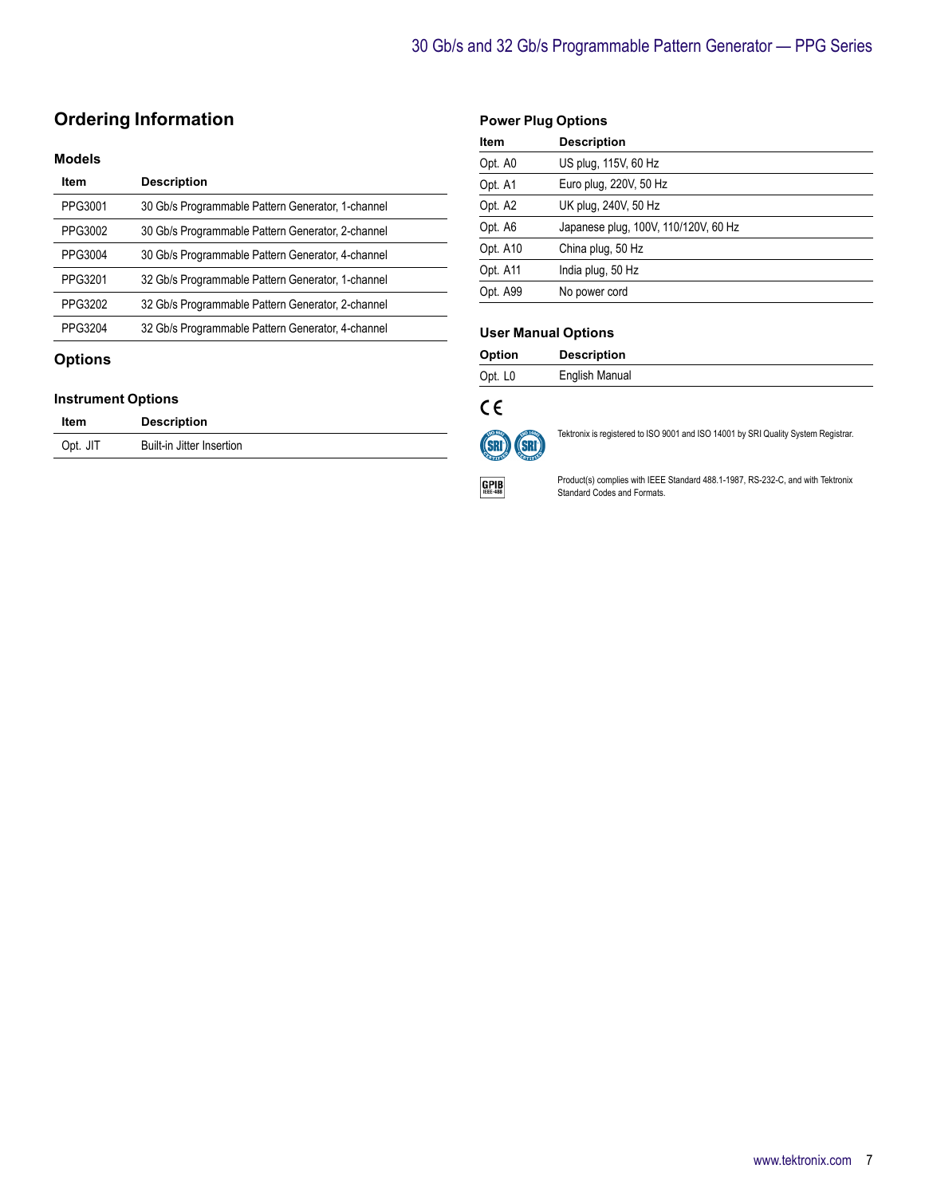## Ordering Information

### Models

| Item | Description |
| --- | --- |
| PPG3001 | 30 Gb/s Programmable Pattern Generator, 1-channel |
| PPG3002 | 30 Gb/s Programmable Pattern Generator, 2-channel |
| PPG3004 | 30 Gb/s Programmable Pattern Generator, 4-channel |
| PPG3201 | 32 Gb/s Programmable Pattern Generator, 1-channel |
| PPG3202 | 32 Gb/s Programmable Pattern Generator, 2-channel |
| PPG3204 | 32 Gb/s Programmable Pattern Generator, 4-channel |

## Options

### Instrument Options

| Item | Description |
| --- | --- |
| Opt. JIT | Built-in Jitter Insertion |

### Power Plug Options

| Item | Description |
| --- | --- |
| Opt. A0 | US plug, 115V, 60 Hz |
| Opt. A1 | Euro plug, 220V, 50 Hz |
| Opt. A2 | UK plug, 240V, 50 Hz |
| Opt. A6 | Japanese plug, 100V, 110/120V, 60 Hz |
| Opt. A10 | China plug, 50 Hz |
| Opt. A11 | India plug, 50 Hz |
| Opt. A99 | No power cord |

### User Manual Options

| Option | Description |
| --- | --- |
| Opt. L0 | English Manual |

CE

Tektronix is registered to ISO 9001 and ISO 14001 by SRI Quality System Registrar.

Product(s) complies with IEEE Standard 488.1-1987, RS-232-C, and with Tektronix Standard Codes and Formats.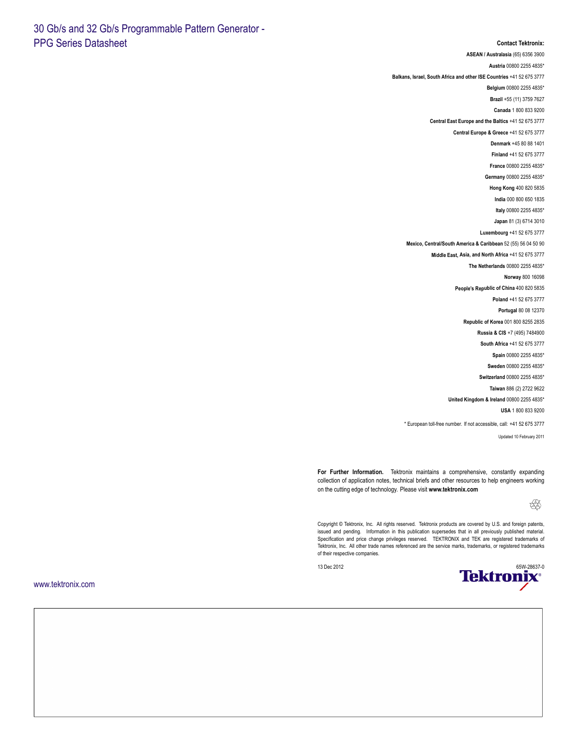**Contact Tektronix:**

**ASEAN / Australasia** (65) 6356 3900

**Austria** 00800 2255 4835*

**Balkans, Israel, South Africa and other ISE Countries** +41 52 675 3777

**Belgium** 00800 2255 4835*

**Brazil** +55 (11) 3759 7627

**Canada** 1 800 833 9200

**Central East Europe and the Baltics** +41 52 675 3777

**Central Europe & Greece** +41 52 675 3777

**Denmark** +45 80 88 1401

**Finland** +41 52 675 3777

**France** 00800 2255 4835*

**Germany** 00800 2255 4835*

**Hong Kong** 400 820 5835

**India** 000 800 650 1835

**Italy** 00800 2255 4835*

**Japan** 81 (3) 6714 3010

**Luxembourg** +41 52 675 3777

**Mexico, Central/South America & Caribbean** 52 (55) 56 04 50 90

**Middle East, Asia, and North Africa** +41 52 675 3777

**The Netherlands** 00800 2255 4835*

**Norway** 800 16098

**People's Republic of China** 400 820 5835

**Poland** +41 52 675 3777

**Portugal** 80 08 12370

**Republic of Korea** 001 800 8255 2835

**Russia & CIS** +7 (495) 7484900

**South Africa** +41 52 675 3777

**Spain** 00800 2255 4835*

**Sweden** 00800 2255 4835*

**Switzerland** 00800 2255 4835*

**Taiwan** 886 (2) 2722 9622

**United Kingdom & Ireland** 00800 2255 4835*

**USA** 1 800 833 9200

* European toll-free number. If not accessible, call: +41 52 675 3777

Updated 10 February 2011

**For Further Information.** Tektronix maintains a comprehensive, constantly expanding collection of application notes, technical briefs and other resources to help engineers working on the cutting edge of technology. Please visit **www.tektronix.com**

Copyright © Tektronix, Inc. All rights reserved. Tektronix products are covered by U.S. and foreign patents, issued and pending. Information in this publication supersedes that in all previously published material. Specification and price change privileges reserved. TEKTRONIX and TEK are registered trademarks of Tektronix, Inc. All other trade names referenced are the service marks, trademarks, or registered trademarks of their respective companies.

13 Dec 2012 65W-28637-0

Tektronix

www.tektronix.com